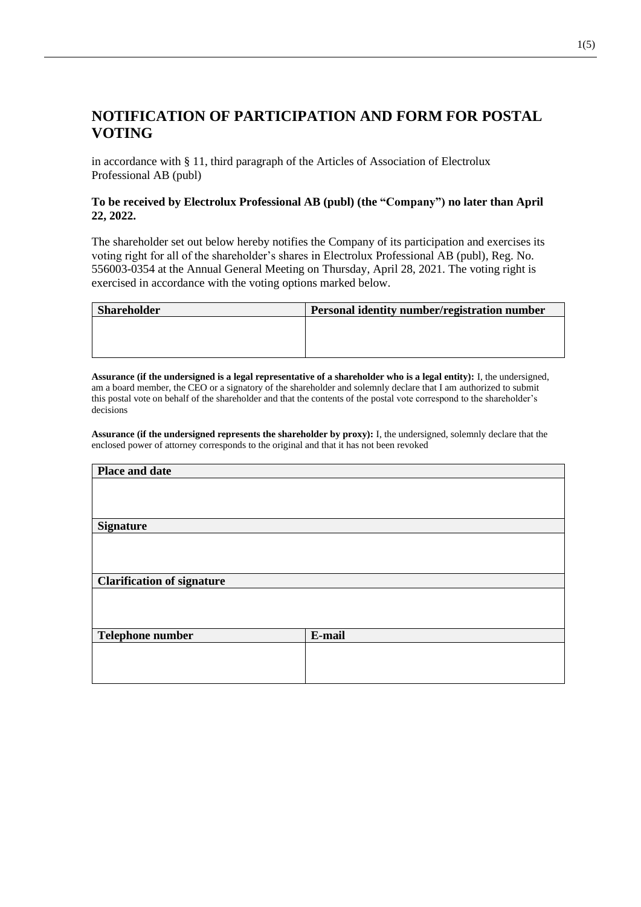# NOTIFICATION OF PARTICIPATION AND FORM FOR POSTAL VOTING

in accordance with § 11, third paragraph of the Articles of Association of Electrolux Professional AB (publ)

**To be received by Electrolux Professional AB (publ) (the "Company") no later than April 22, 2022.**

The shareholder set out below hereby notifies the Company of its participation and exercises its voting right for all of the shareholder's shares in Electrolux Professional AB (publ), Reg. No. 556003-0354 at the Annual General Meeting on Thursday, April 28, 2021. The voting right is exercised in accordance with the voting options marked below.

| Shareholder | Personal identity number/registration number |
| --- | --- |
| | |

**Assurance (if the undersigned is a legal representative of a shareholder who is a legal entity):** I, the undersigned, am a board member, the CEO or a signatory of the shareholder and solemnly declare that I am authorized to submit this postal vote on behalf of the shareholder and that the contents of the postal vote correspond to the shareholder's decisions

**Assurance (if the undersigned represents the shareholder by proxy):** I, the undersigned, solemnly declare that the enclosed power of attorney corresponds to the original and that it has not been revoked

| Place and date | |
| --- | --- |
| | |
| **Signature** | |
| | |
| **Clarification of signature** | |
| | |
| **Telephone number** | **E-mail** |
| | |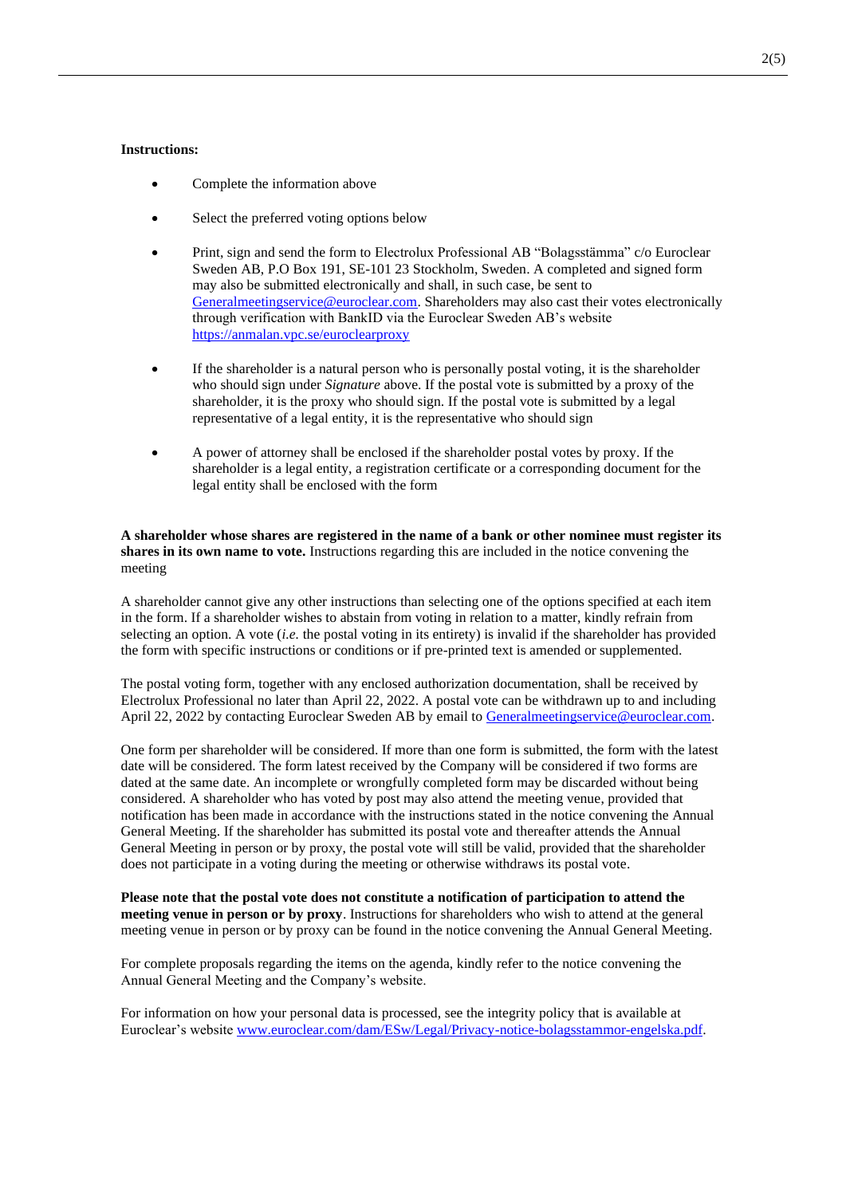**Instructions:**

- Complete the information above
- Select the preferred voting options below
- Print, sign and send the form to Electrolux Professional AB "Bolagsstämma" c/o Euroclear Sweden AB, P.O Box 191, SE-101 23 Stockholm, Sweden. A completed and signed form may also be submitted electronically and shall, in such case, be sent to Generalmeetingservice@euroclear.com. Shareholders may also cast their votes electronically through verification with BankID via the Euroclear Sweden AB's website https://anmalan.vpc.se/euroclearproxy
- If the shareholder is a natural person who is personally postal voting, it is the shareholder who should sign under *Signature* above. If the postal vote is submitted by a proxy of the shareholder, it is the proxy who should sign. If the postal vote is submitted by a legal representative of a legal entity, it is the representative who should sign
- A power of attorney shall be enclosed if the shareholder postal votes by proxy. If the shareholder is a legal entity, a registration certificate or a corresponding document for the legal entity shall be enclosed with the form

**A shareholder whose shares are registered in the name of a bank or other nominee must register its shares in its own name to vote.** Instructions regarding this are included in the notice convening the meeting

A shareholder cannot give any other instructions than selecting one of the options specified at each item in the form. If a shareholder wishes to abstain from voting in relation to a matter, kindly refrain from selecting an option. A vote (*i.e.* the postal voting in its entirety) is invalid if the shareholder has provided the form with specific instructions or conditions or if pre-printed text is amended or supplemented.

The postal voting form, together with any enclosed authorization documentation, shall be received by Electrolux Professional no later than April 22, 2022. A postal vote can be withdrawn up to and including April 22, 2022 by contacting Euroclear Sweden AB by email to Generalmeetingservice@euroclear.com.

One form per shareholder will be considered. If more than one form is submitted, the form with the latest date will be considered. The form latest received by the Company will be considered if two forms are dated at the same date. An incomplete or wrongfully completed form may be discarded without being considered. A shareholder who has voted by post may also attend the meeting venue, provided that notification has been made in accordance with the instructions stated in the notice convening the Annual General Meeting. If the shareholder has submitted its postal vote and thereafter attends the Annual General Meeting in person or by proxy, the postal vote will still be valid, provided that the shareholder does not participate in a voting during the meeting or otherwise withdraws its postal vote.

**Please note that the postal vote does not constitute a notification of participation to attend the meeting venue in person or by proxy**. Instructions for shareholders who wish to attend at the general meeting venue in person or by proxy can be found in the notice convening the Annual General Meeting.

For complete proposals regarding the items on the agenda, kindly refer to the notice convening the Annual General Meeting and the Company's website.

For information on how your personal data is processed, see the integrity policy that is available at Euroclear's website www.euroclear.com/dam/ESw/Legal/Privacy-notice-bolagsstammor-engelska.pdf.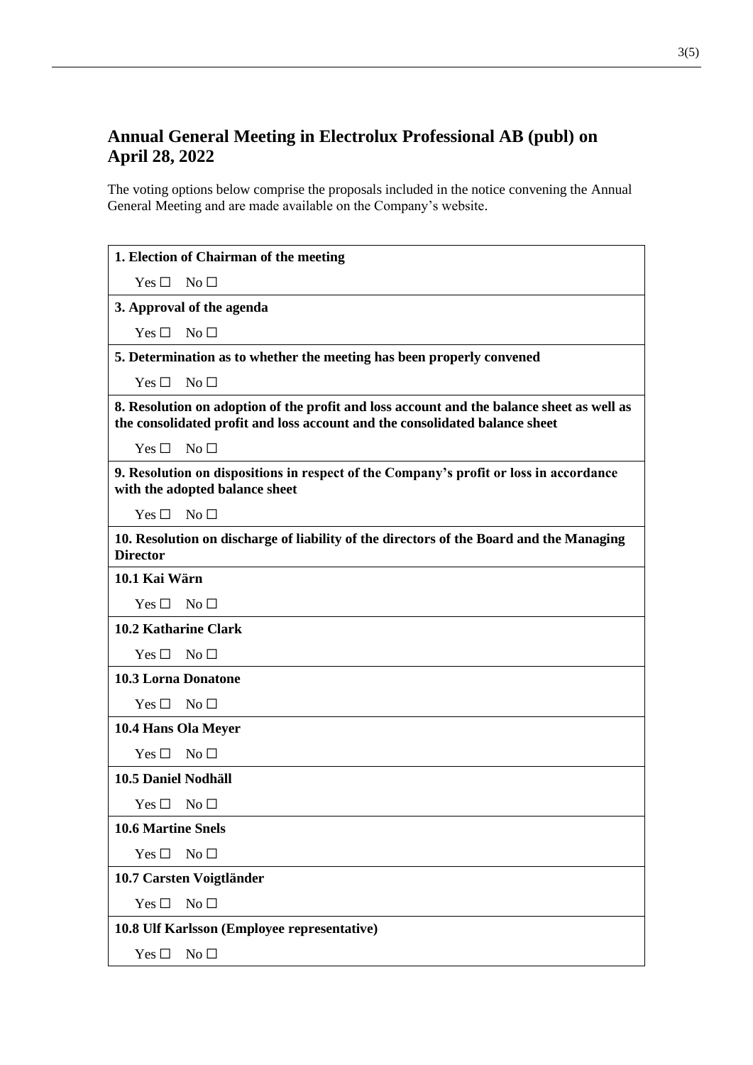## Annual General Meeting in Electrolux Professional AB (publ) on April 28, 2022

The voting options below comprise the proposals included in the notice convening the Annual General Meeting and are made available on the Company's website.

| **1. Election of Chairman of the meeting** |
|---|
| Yes ☐ No ☐ |
| **3. Approval of the agenda** |
| Yes ☐ No ☐ |
| **5. Determination as to whether the meeting has been properly convened** |
| Yes ☐ No ☐ |
| **8. Resolution on adoption of the profit and loss account and the balance sheet as well as the consolidated profit and loss account and the consolidated balance sheet** |
| Yes ☐ No ☐ |
| **9. Resolution on dispositions in respect of the Company's profit or loss in accordance with the adopted balance sheet** |
| Yes ☐ No ☐ |
| **10. Resolution on discharge of liability of the directors of the Board and the Managing Director** |
| **10.1 Kai Wärn** |
| Yes ☐ No ☐ |
| **10.2 Katharine Clark** |
| Yes ☐ No ☐ |
| **10.3 Lorna Donatone** |
| Yes ☐ No ☐ |
| **10.4 Hans Ola Meyer** |
| Yes ☐ No ☐ |
| **10.5 Daniel Nodhäll** |
| Yes ☐ No ☐ |
| **10.6 Martine Snels** |
| Yes ☐ No ☐ |
| **10.7 Carsten Voigtländer** |
| Yes ☐ No ☐ |
| **10.8 Ulf Karlsson (Employee representative)** |
| Yes ☐ No ☐ |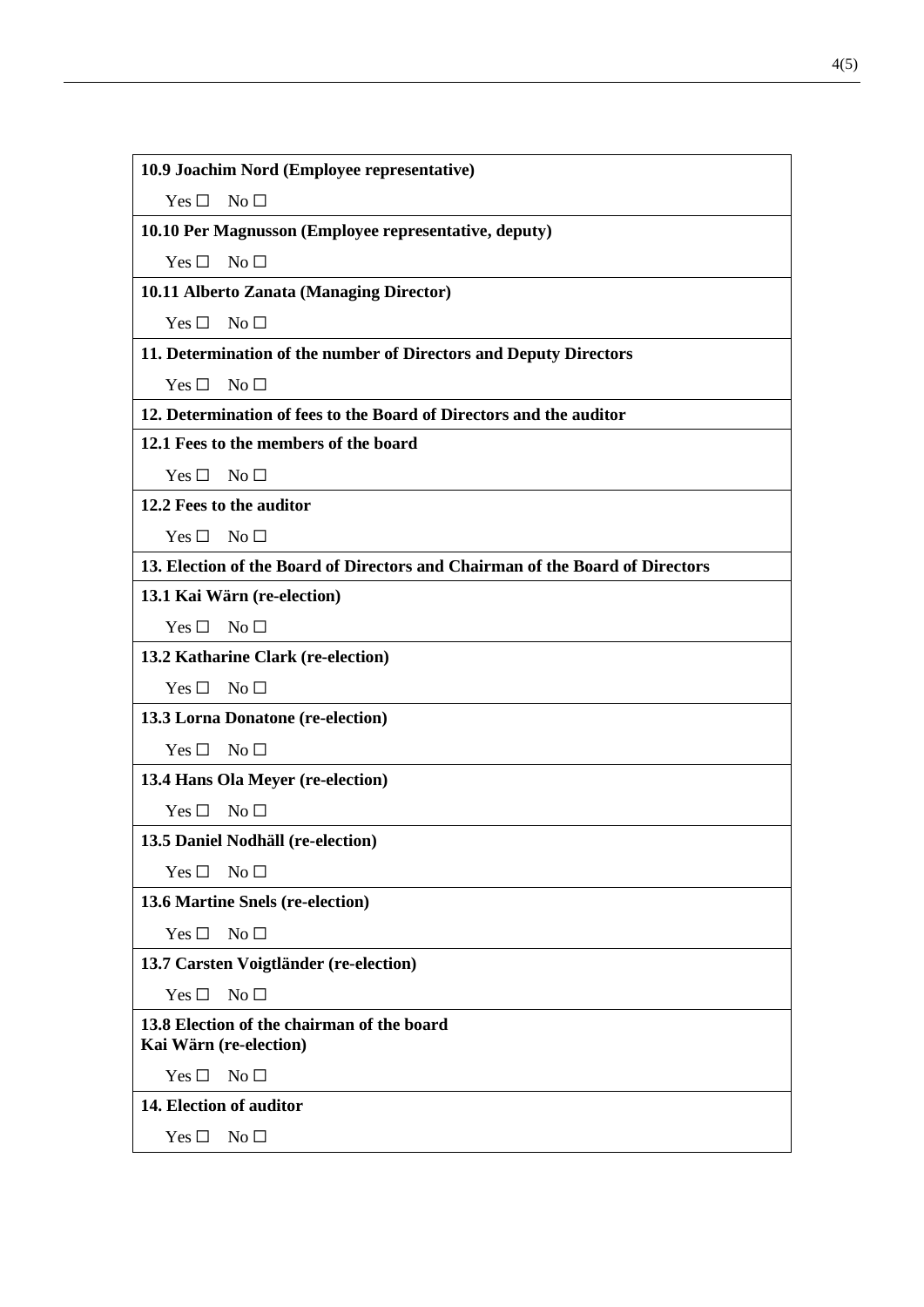**10.9 Joachim Nord (Employee representative)**

Yes ☐ No ☐

**10.10 Per Magnusson (Employee representative, deputy)**

Yes ☐ No ☐

**10.11 Alberto Zanata (Managing Director)**

Yes ☐ No ☐

**11. Determination of the number of Directors and Deputy Directors**

Yes ☐ No ☐

**12. Determination of fees to the Board of Directors and the auditor**

**12.1 Fees to the members of the board**

Yes ☐ No ☐

**12.2 Fees to the auditor**

Yes ☐ No ☐

**13. Election of the Board of Directors and Chairman of the Board of Directors**

**13.1 Kai Wärn (re-election)**

Yes ☐ No ☐

**13.2 Katharine Clark (re-election)**

Yes ☐ No ☐

**13.3 Lorna Donatone (re-election)**

Yes ☐ No ☐

**13.4 Hans Ola Meyer (re-election)**

Yes ☐ No ☐

**13.5 Daniel Nodhäll (re-election)**

Yes ☐ No ☐

**13.6 Martine Snels (re-election)**

Yes ☐ No ☐

**13.7 Carsten Voigtländer (re-election)**

Yes ☐ No ☐

**13.8 Election of the chairman of the board**
**Kai Wärn (re-election)**

Yes ☐ No ☐

**14. Election of auditor**

Yes ☐ No ☐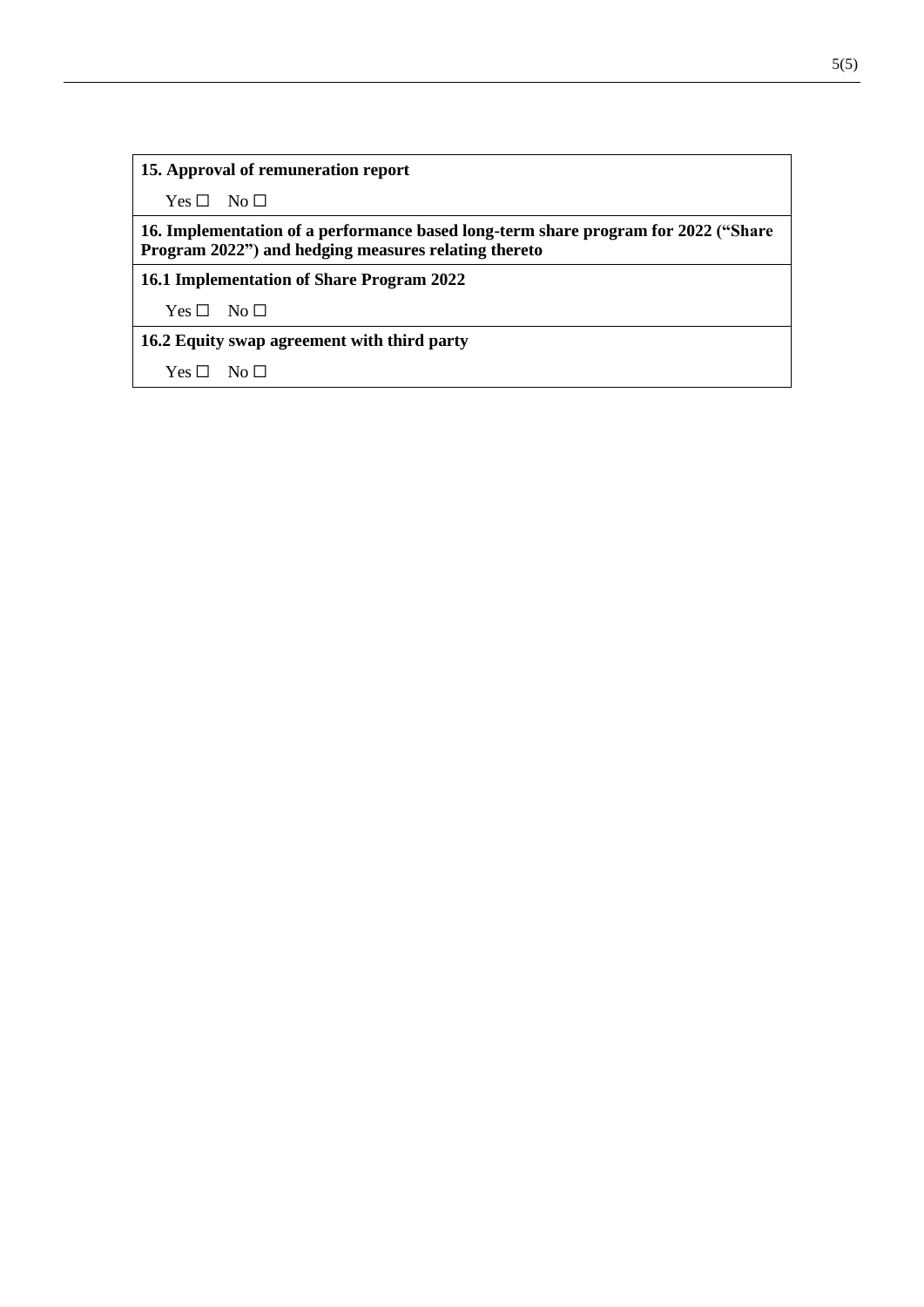**15. Approval of remuneration report**

Yes ☐ No ☐

**16. Implementation of a performance based long-term share program for 2022 ("Share Program 2022") and hedging measures relating thereto**

**16.1 Implementation of Share Program 2022**

Yes ☐ No ☐

**16.2 Equity swap agreement with third party**

Yes ☐ No ☐